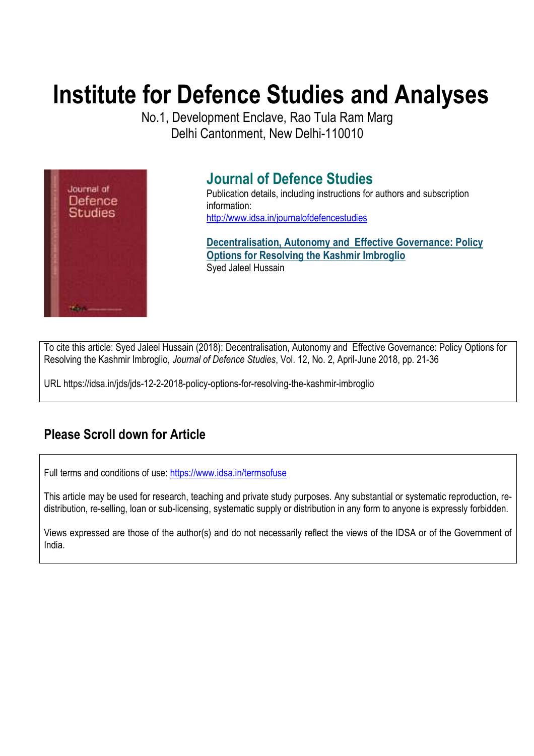# Institute for Defence Studies and Analyses

No.1, Development Enclave, Rao Tula Ram Marg
Delhi Cantonment, New Delhi-110010

## Journal of Defence Studies

Publication details, including instructions for authors and subscription information:
http://www.idsa.in/journalofdefencestudies

**Decentralisation, Autonomy and Effective Governance: Policy Options for Resolving the Kashmir Imbroglio**
Syed Jaleel Hussain

To cite this article: Syed Jaleel Hussain (2018): Decentralisation, Autonomy and Effective Governance: Policy Options for Resolving the Kashmir Imbroglio, *Journal of Defence Studies*, Vol. 12, No. 2, April-June 2018, pp. 21-36

URL https://idsa.in/jds/jds-12-2-2018-policy-options-for-resolving-the-kashmir-imbroglio

## Please Scroll down for Article

Full terms and conditions of use: https://www.idsa.in/termsofuse

This article may be used for research, teaching and private study purposes. Any substantial or systematic reproduction, re-distribution, re-selling, loan or sub-licensing, systematic supply or distribution in any form to anyone is expressly forbidden.

Views expressed are those of the author(s) and do not necessarily reflect the views of the IDSA or of the Government of India.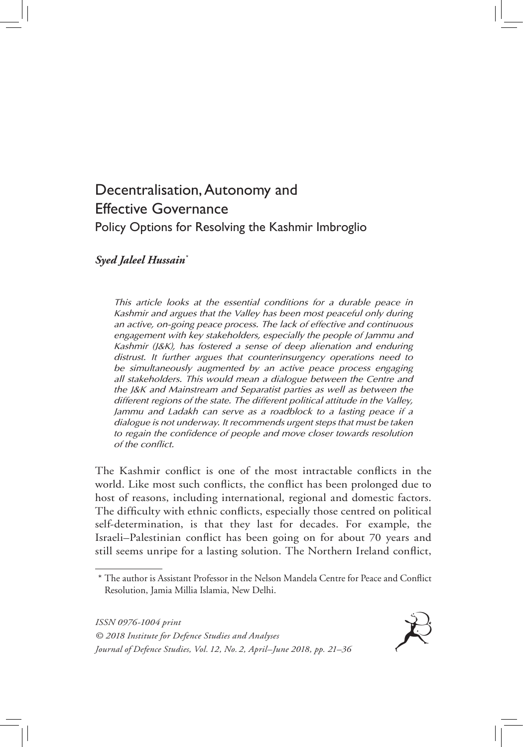# Decentralisation, Autonomy and Effective Governance

## Policy Options for Resolving the Kashmir Imbroglio

***Syed Jaleel Hussain****

*This article looks at the essential conditions for a durable peace in Kashmir and argues that the Valley has been most peaceful only during an active, on-going peace process. The lack of effective and continuous engagement with key stakeholders, especially the people of Jammu and Kashmir (J&K), has fostered a sense of deep alienation and enduring distrust. It further argues that counterinsurgency operations need to be simultaneously augmented by an active peace process engaging all stakeholders. This would mean a dialogue between the Centre and the J&K and Mainstream and Separatist parties as well as between the different regions of the state. The different political attitude in the Valley, Jammu and Ladakh can serve as a roadblock to a lasting peace if a dialogue is not underway. It recommends urgent steps that must be taken to regain the confidence of people and move closer towards resolution of the conflict.*

The Kashmir conflict is one of the most intractable conflicts in the world. Like most such conflicts, the conflict has been prolonged due to host of reasons, including international, regional and domestic factors. The difficulty with ethnic conflicts, especially those centred on political self-determination, is that they last for decades. For example, the Israeli–Palestinian conflict has been going on for about 70 years and still seems unripe for a lasting solution. The Northern Ireland conflict,

---

\* The author is Assistant Professor in the Nelson Mandela Centre for Peace and Conflict Resolution, Jamia Millia Islamia, New Delhi.

*ISSN 0976-1004 print*
*© 2018 Institute for Defence Studies and Analyses*
*Journal of Defence Studies, Vol. 12, No. 2, April–June 2018, pp. 21–36*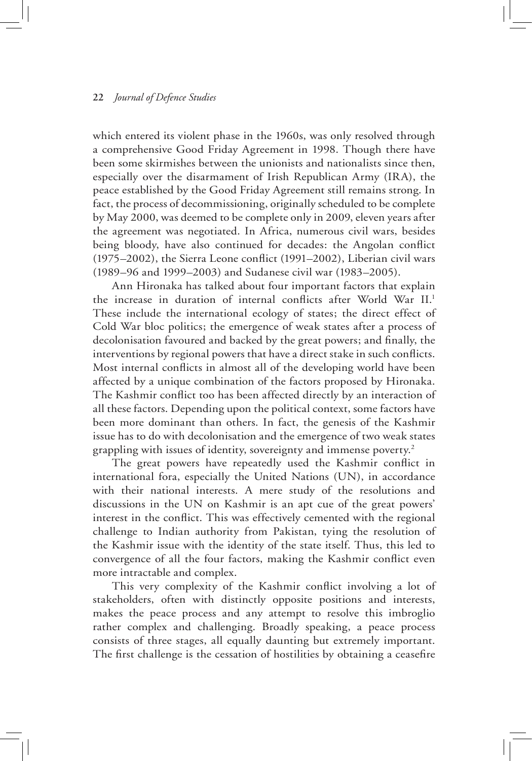which entered its violent phase in the 1960s, was only resolved through a comprehensive Good Friday Agreement in 1998. Though there have been some skirmishes between the unionists and nationalists since then, especially over the disarmament of Irish Republican Army (IRA), the peace established by the Good Friday Agreement still remains strong. In fact, the process of decommissioning, originally scheduled to be complete by May 2000, was deemed to be complete only in 2009, eleven years after the agreement was negotiated. In Africa, numerous civil wars, besides being bloody, have also continued for decades: the Angolan conflict (1975–2002), the Sierra Leone conflict (1991–2002), Liberian civil wars (1989–96 and 1999–2003) and Sudanese civil war (1983–2005).

Ann Hironaka has talked about four important factors that explain the increase in duration of internal conflicts after World War II.[1] These include the international ecology of states; the direct effect of Cold War bloc politics; the emergence of weak states after a process of decolonisation favoured and backed by the great powers; and finally, the interventions by regional powers that have a direct stake in such conflicts. Most internal conflicts in almost all of the developing world have been affected by a unique combination of the factors proposed by Hironaka. The Kashmir conflict too has been affected directly by an interaction of all these factors. Depending upon the political context, some factors have been more dominant than others. In fact, the genesis of the Kashmir issue has to do with decolonisation and the emergence of two weak states grappling with issues of identity, sovereignty and immense poverty.[2]

The great powers have repeatedly used the Kashmir conflict in international fora, especially the United Nations (UN), in accordance with their national interests. A mere study of the resolutions and discussions in the UN on Kashmir is an apt cue of the great powers' interest in the conflict. This was effectively cemented with the regional challenge to Indian authority from Pakistan, tying the resolution of the Kashmir issue with the identity of the state itself. Thus, this led to convergence of all the four factors, making the Kashmir conflict even more intractable and complex.

This very complexity of the Kashmir conflict involving a lot of stakeholders, often with distinctly opposite positions and interests, makes the peace process and any attempt to resolve this imbroglio rather complex and challenging. Broadly speaking, a peace process consists of three stages, all equally daunting but extremely important. The first challenge is the cessation of hostilities by obtaining a ceasefire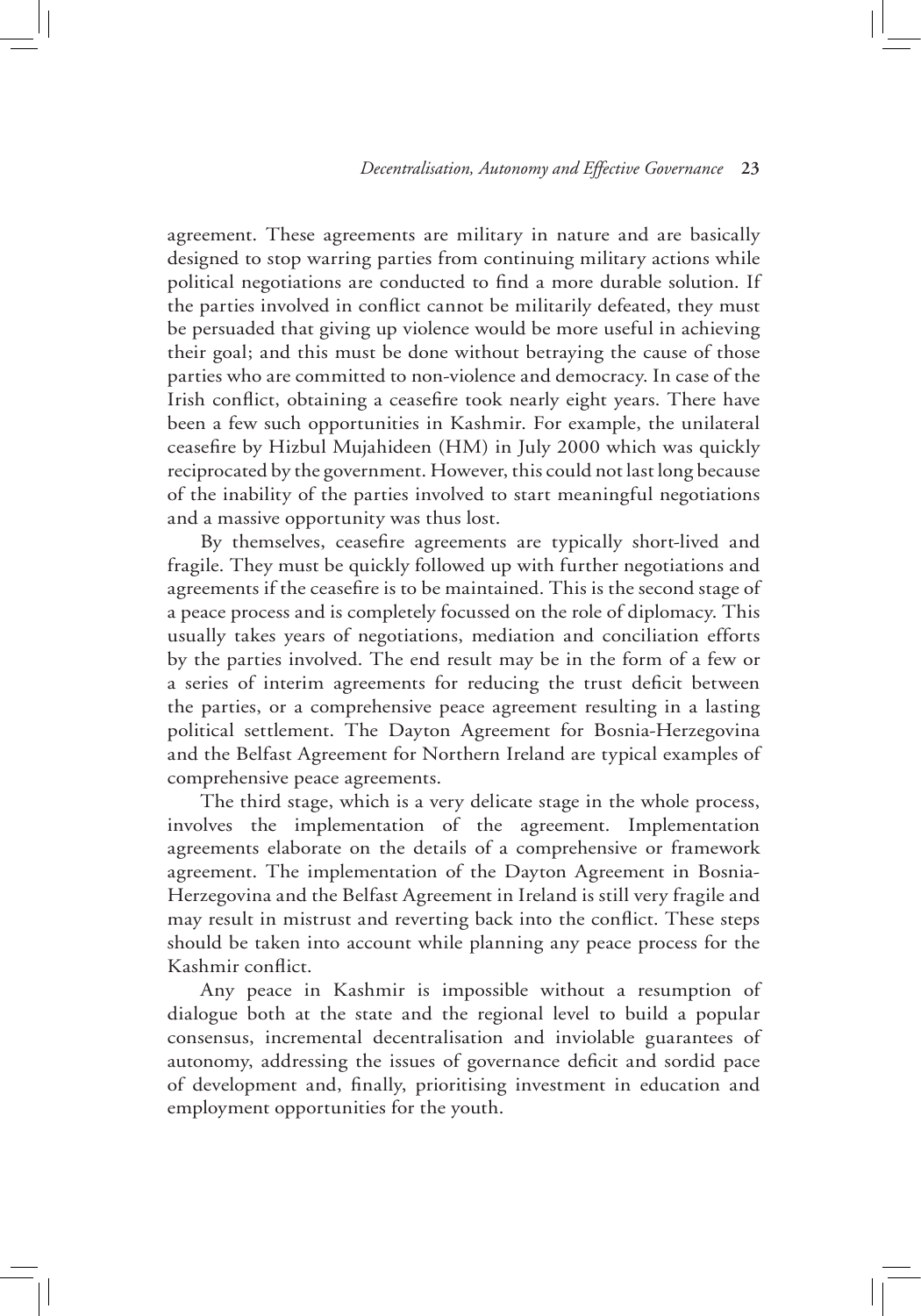agreement. These agreements are military in nature and are basically designed to stop warring parties from continuing military actions while political negotiations are conducted to find a more durable solution. If the parties involved in conflict cannot be militarily defeated, they must be persuaded that giving up violence would be more useful in achieving their goal; and this must be done without betraying the cause of those parties who are committed to non-violence and democracy. In case of the Irish conflict, obtaining a ceasefire took nearly eight years. There have been a few such opportunities in Kashmir. For example, the unilateral ceasefire by Hizbul Mujahideen (HM) in July 2000 which was quickly reciprocated by the government. However, this could not last long because of the inability of the parties involved to start meaningful negotiations and a massive opportunity was thus lost.

By themselves, ceasefire agreements are typically short-lived and fragile. They must be quickly followed up with further negotiations and agreements if the ceasefire is to be maintained. This is the second stage of a peace process and is completely focussed on the role of diplomacy. This usually takes years of negotiations, mediation and conciliation efforts by the parties involved. The end result may be in the form of a few or a series of interim agreements for reducing the trust deficit between the parties, or a comprehensive peace agreement resulting in a lasting political settlement. The Dayton Agreement for Bosnia-Herzegovina and the Belfast Agreement for Northern Ireland are typical examples of comprehensive peace agreements.

The third stage, which is a very delicate stage in the whole process, involves the implementation of the agreement. Implementation agreements elaborate on the details of a comprehensive or framework agreement. The implementation of the Dayton Agreement in Bosnia-Herzegovina and the Belfast Agreement in Ireland is still very fragile and may result in mistrust and reverting back into the conflict. These steps should be taken into account while planning any peace process for the Kashmir conflict.

Any peace in Kashmir is impossible without a resumption of dialogue both at the state and the regional level to build a popular consensus, incremental decentralisation and inviolable guarantees of autonomy, addressing the issues of governance deficit and sordid pace of development and, finally, prioritising investment in education and employment opportunities for the youth.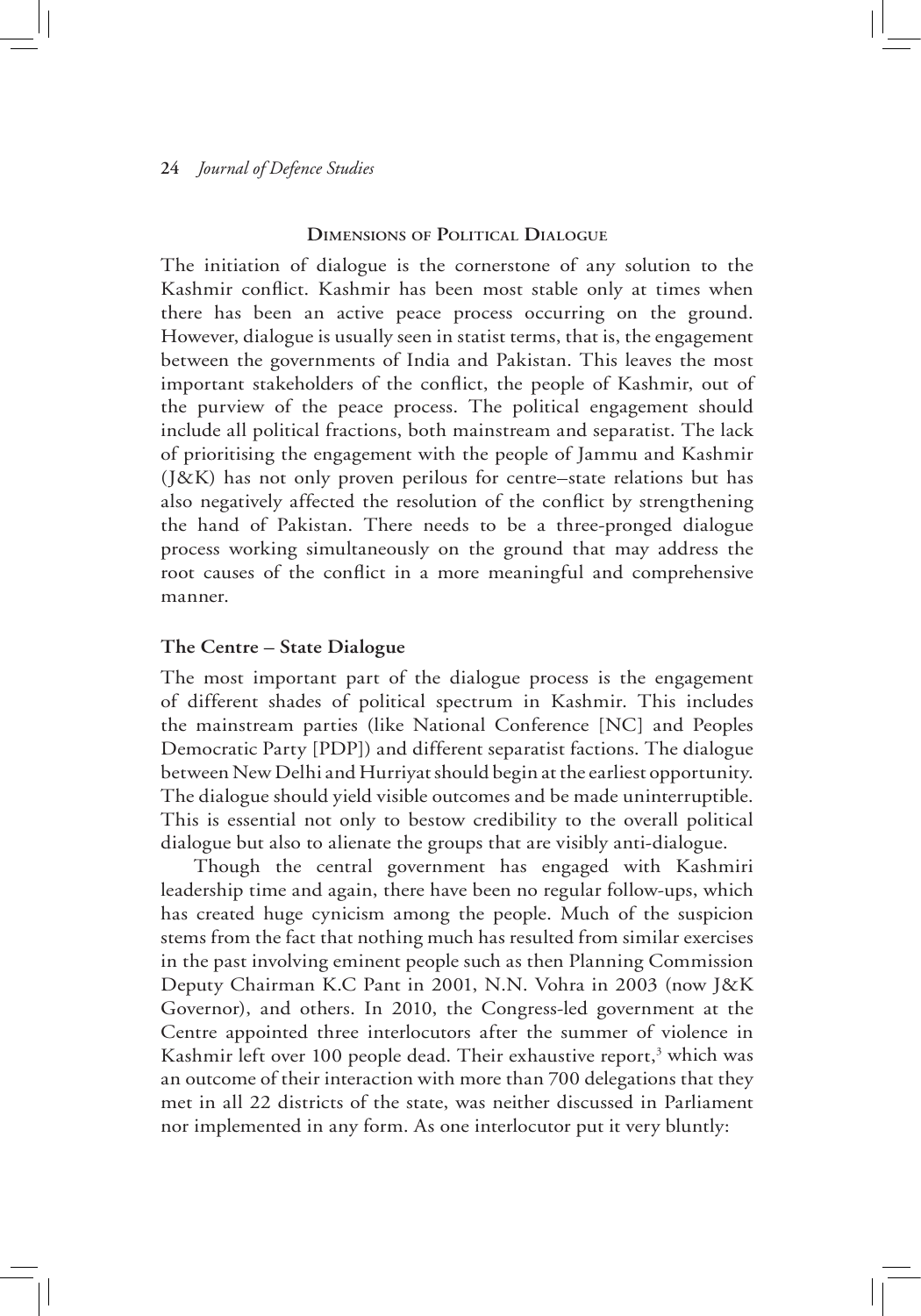## Dimensions of Political Dialogue

The initiation of dialogue is the cornerstone of any solution to the Kashmir conflict. Kashmir has been most stable only at times when there has been an active peace process occurring on the ground. However, dialogue is usually seen in statist terms, that is, the engagement between the governments of India and Pakistan. This leaves the most important stakeholders of the conflict, the people of Kashmir, out of the purview of the peace process. The political engagement should include all political fractions, both mainstream and separatist. The lack of prioritising the engagement with the people of Jammu and Kashmir (J&K) has not only proven perilous for centre–state relations but has also negatively affected the resolution of the conflict by strengthening the hand of Pakistan. There needs to be a three-pronged dialogue process working simultaneously on the ground that may address the root causes of the conflict in a more meaningful and comprehensive manner.

### The Centre – State Dialogue

The most important part of the dialogue process is the engagement of different shades of political spectrum in Kashmir. This includes the mainstream parties (like National Conference [NC] and Peoples Democratic Party [PDP]) and different separatist factions. The dialogue between New Delhi and Hurriyat should begin at the earliest opportunity. The dialogue should yield visible outcomes and be made uninterruptible. This is essential not only to bestow credibility to the overall political dialogue but also to alienate the groups that are visibly anti-dialogue.

Though the central government has engaged with Kashmiri leadership time and again, there have been no regular follow-ups, which has created huge cynicism among the people. Much of the suspicion stems from the fact that nothing much has resulted from similar exercises in the past involving eminent people such as then Planning Commission Deputy Chairman K.C Pant in 2001, N.N. Vohra in 2003 (now J&K Governor), and others. In 2010, the Congress-led government at the Centre appointed three interlocutors after the summer of violence in Kashmir left over 100 people dead. Their exhaustive report,[3] which was an outcome of their interaction with more than 700 delegations that they met in all 22 districts of the state, was neither discussed in Parliament nor implemented in any form. As one interlocutor put it very bluntly: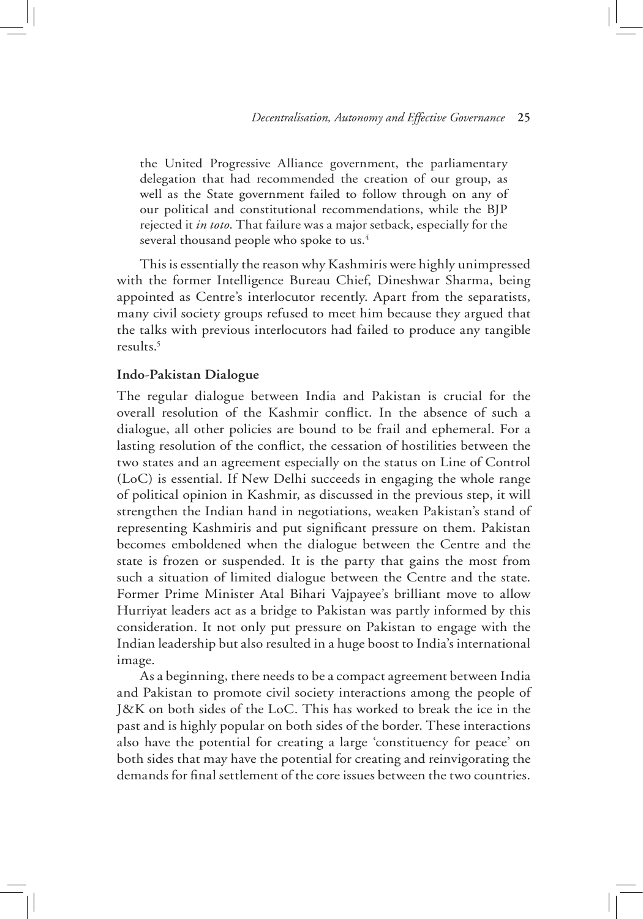the United Progressive Alliance government, the parliamentary delegation that had recommended the creation of our group, as well as the State government failed to follow through on any of our political and constitutional recommendations, while the BJP rejected it *in toto*. That failure was a major setback, especially for the several thousand people who spoke to us.[4]

This is essentially the reason why Kashmiris were highly unimpressed with the former Intelligence Bureau Chief, Dineshwar Sharma, being appointed as Centre's interlocutor recently. Apart from the separatists, many civil society groups refused to meet him because they argued that the talks with previous interlocutors had failed to produce any tangible results.[5]

**Indo-Pakistan Dialogue**

The regular dialogue between India and Pakistan is crucial for the overall resolution of the Kashmir conflict. In the absence of such a dialogue, all other policies are bound to be frail and ephemeral. For a lasting resolution of the conflict, the cessation of hostilities between the two states and an agreement especially on the status on Line of Control (LoC) is essential. If New Delhi succeeds in engaging the whole range of political opinion in Kashmir, as discussed in the previous step, it will strengthen the Indian hand in negotiations, weaken Pakistan's stand of representing Kashmiris and put significant pressure on them. Pakistan becomes emboldened when the dialogue between the Centre and the state is frozen or suspended. It is the party that gains the most from such a situation of limited dialogue between the Centre and the state. Former Prime Minister Atal Bihari Vajpayee's brilliant move to allow Hurriyat leaders act as a bridge to Pakistan was partly informed by this consideration. It not only put pressure on Pakistan to engage with the Indian leadership but also resulted in a huge boost to India's international image.

As a beginning, there needs to be a compact agreement between India and Pakistan to promote civil society interactions among the people of J&K on both sides of the LoC. This has worked to break the ice in the past and is highly popular on both sides of the border. These interactions also have the potential for creating a large 'constituency for peace' on both sides that may have the potential for creating and reinvigorating the demands for final settlement of the core issues between the two countries.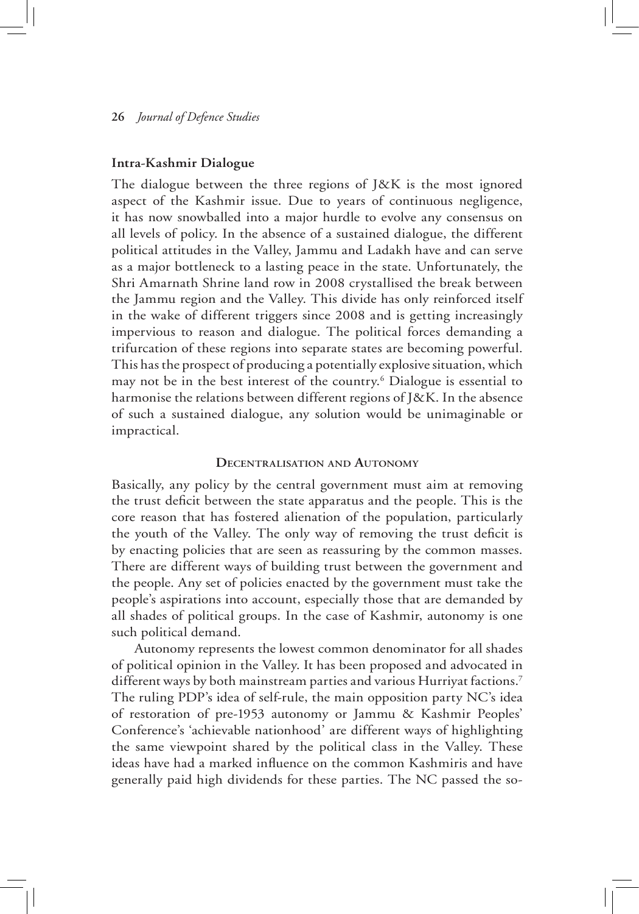### Intra-Kashmir Dialogue

The dialogue between the three regions of J&K is the most ignored aspect of the Kashmir issue. Due to years of continuous negligence, it has now snowballed into a major hurdle to evolve any consensus on all levels of policy. In the absence of a sustained dialogue, the different political attitudes in the Valley, Jammu and Ladakh have and can serve as a major bottleneck to a lasting peace in the state. Unfortunately, the Shri Amarnath Shrine land row in 2008 crystallised the break between the Jammu region and the Valley. This divide has only reinforced itself in the wake of different triggers since 2008 and is getting increasingly impervious to reason and dialogue. The political forces demanding a trifurcation of these regions into separate states are becoming powerful. This has the prospect of producing a potentially explosive situation, which may not be in the best interest of the country.[6] Dialogue is essential to harmonise the relations between different regions of J&K. In the absence of such a sustained dialogue, any solution would be unimaginable or impractical.

## Decentralisation and Autonomy

Basically, any policy by the central government must aim at removing the trust deficit between the state apparatus and the people. This is the core reason that has fostered alienation of the population, particularly the youth of the Valley. The only way of removing the trust deficit is by enacting policies that are seen as reassuring by the common masses. There are different ways of building trust between the government and the people. Any set of policies enacted by the government must take the people's aspirations into account, especially those that are demanded by all shades of political groups. In the case of Kashmir, autonomy is one such political demand.

Autonomy represents the lowest common denominator for all shades of political opinion in the Valley. It has been proposed and advocated in different ways by both mainstream parties and various Hurriyat factions.[7] The ruling PDP's idea of self-rule, the main opposition party NC's idea of restoration of pre-1953 autonomy or Jammu & Kashmir Peoples' Conference's 'achievable nationhood' are different ways of highlighting the same viewpoint shared by the political class in the Valley. These ideas have had a marked influence on the common Kashmiris and have generally paid high dividends for these parties. The NC passed the so-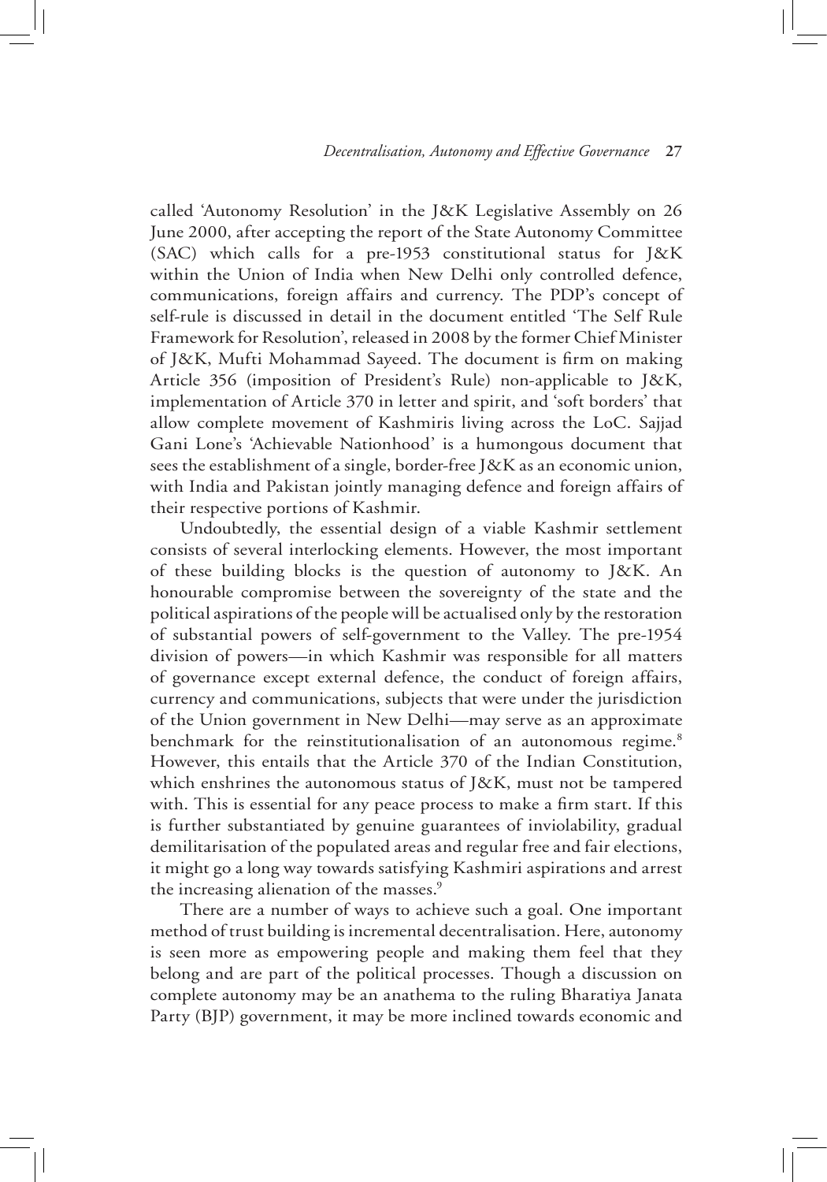called 'Autonomy Resolution' in the J&K Legislative Assembly on 26 June 2000, after accepting the report of the State Autonomy Committee (SAC) which calls for a pre-1953 constitutional status for J&K within the Union of India when New Delhi only controlled defence, communications, foreign affairs and currency. The PDP's concept of self-rule is discussed in detail in the document entitled 'The Self Rule Framework for Resolution', released in 2008 by the former Chief Minister of J&K, Mufti Mohammad Sayeed. The document is firm on making Article 356 (imposition of President's Rule) non-applicable to J&K, implementation of Article 370 in letter and spirit, and 'soft borders' that allow complete movement of Kashmiris living across the LoC. Sajjad Gani Lone's 'Achievable Nationhood' is a humongous document that sees the establishment of a single, border-free J&K as an economic union, with India and Pakistan jointly managing defence and foreign affairs of their respective portions of Kashmir.

Undoubtedly, the essential design of a viable Kashmir settlement consists of several interlocking elements. However, the most important of these building blocks is the question of autonomy to J&K. An honourable compromise between the sovereignty of the state and the political aspirations of the people will be actualised only by the restoration of substantial powers of self-government to the Valley. The pre-1954 division of powers—in which Kashmir was responsible for all matters of governance except external defence, the conduct of foreign affairs, currency and communications, subjects that were under the jurisdiction of the Union government in New Delhi—may serve as an approximate benchmark for the reinstitutionalisation of an autonomous regime.[8] However, this entails that the Article 370 of the Indian Constitution, which enshrines the autonomous status of J&K, must not be tampered with. This is essential for any peace process to make a firm start. If this is further substantiated by genuine guarantees of inviolability, gradual demilitarisation of the populated areas and regular free and fair elections, it might go a long way towards satisfying Kashmiri aspirations and arrest the increasing alienation of the masses.[9]

There are a number of ways to achieve such a goal. One important method of trust building is incremental decentralisation. Here, autonomy is seen more as empowering people and making them feel that they belong and are part of the political processes. Though a discussion on complete autonomy may be an anathema to the ruling Bharatiya Janata Party (BJP) government, it may be more inclined towards economic and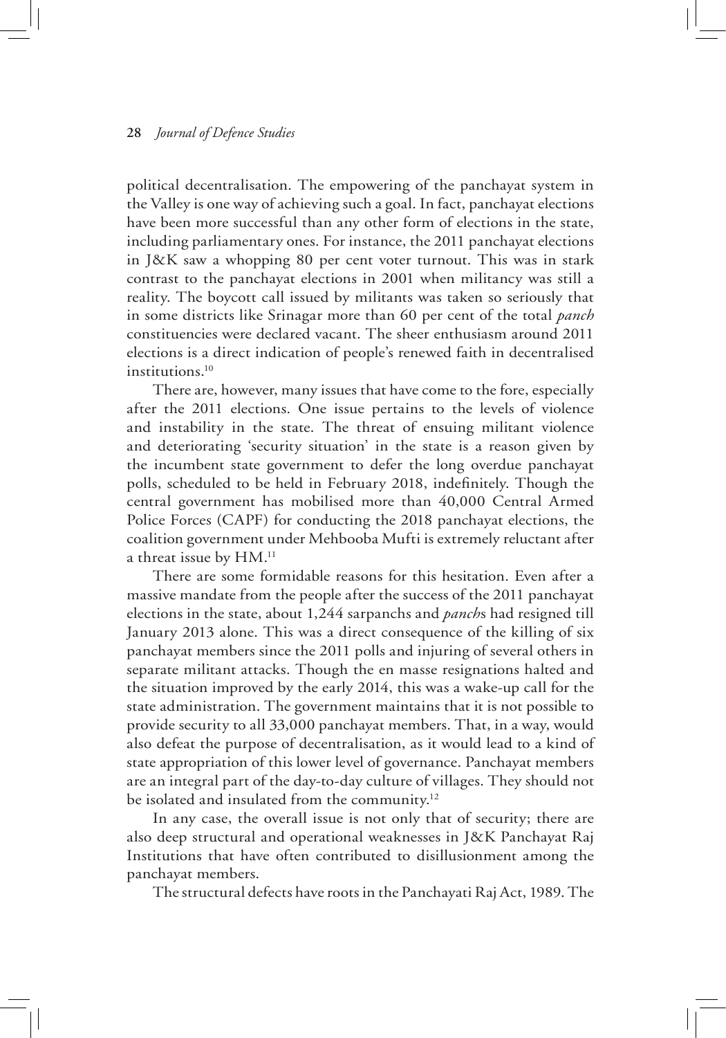political decentralisation. The empowering of the panchayat system in the Valley is one way of achieving such a goal. In fact, panchayat elections have been more successful than any other form of elections in the state, including parliamentary ones. For instance, the 2011 panchayat elections in J&K saw a whopping 80 per cent voter turnout. This was in stark contrast to the panchayat elections in 2001 when militancy was still a reality. The boycott call issued by militants was taken so seriously that in some districts like Srinagar more than 60 per cent of the total *panch* constituencies were declared vacant. The sheer enthusiasm around 2011 elections is a direct indication of people's renewed faith in decentralised institutions.[10]

There are, however, many issues that have come to the fore, especially after the 2011 elections. One issue pertains to the levels of violence and instability in the state. The threat of ensuing militant violence and deteriorating 'security situation' in the state is a reason given by the incumbent state government to defer the long overdue panchayat polls, scheduled to be held in February 2018, indefinitely. Though the central government has mobilised more than 40,000 Central Armed Police Forces (CAPF) for conducting the 2018 panchayat elections, the coalition government under Mehbooba Mufti is extremely reluctant after a threat issue by HM.[11]

There are some formidable reasons for this hesitation. Even after a massive mandate from the people after the success of the 2011 panchayat elections in the state, about 1,244 sarpanchs and *panch*s had resigned till January 2013 alone. This was a direct consequence of the killing of six panchayat members since the 2011 polls and injuring of several others in separate militant attacks. Though the en masse resignations halted and the situation improved by the early 2014, this was a wake-up call for the state administration. The government maintains that it is not possible to provide security to all 33,000 panchayat members. That, in a way, would also defeat the purpose of decentralisation, as it would lead to a kind of state appropriation of this lower level of governance. Panchayat members are an integral part of the day-to-day culture of villages. They should not be isolated and insulated from the community.[12]

In any case, the overall issue is not only that of security; there are also deep structural and operational weaknesses in J&K Panchayat Raj Institutions that have often contributed to disillusionment among the panchayat members.

The structural defects have roots in the Panchayati Raj Act, 1989. The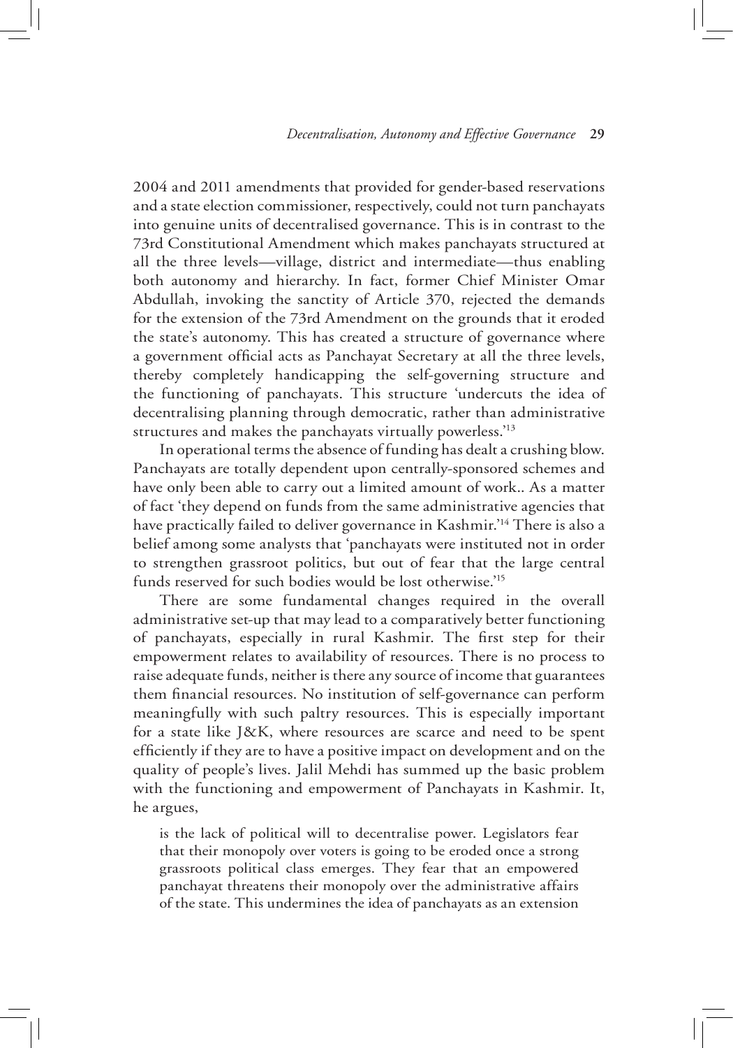2004 and 2011 amendments that provided for gender-based reservations and a state election commissioner, respectively, could not turn panchayats into genuine units of decentralised governance. This is in contrast to the 73rd Constitutional Amendment which makes panchayats structured at all the three levels—village, district and intermediate—thus enabling both autonomy and hierarchy. In fact, former Chief Minister Omar Abdullah, invoking the sanctity of Article 370, rejected the demands for the extension of the 73rd Amendment on the grounds that it eroded the state's autonomy. This has created a structure of governance where a government official acts as Panchayat Secretary at all the three levels, thereby completely handicapping the self-governing structure and the functioning of panchayats. This structure 'undercuts the idea of decentralising planning through democratic, rather than administrative structures and makes the panchayats virtually powerless.'[13]

In operational terms the absence of funding has dealt a crushing blow. Panchayats are totally dependent upon centrally-sponsored schemes and have only been able to carry out a limited amount of work.. As a matter of fact 'they depend on funds from the same administrative agencies that have practically failed to deliver governance in Kashmir.'[14] There is also a belief among some analysts that 'panchayats were instituted not in order to strengthen grassroot politics, but out of fear that the large central funds reserved for such bodies would be lost otherwise.'[15]

There are some fundamental changes required in the overall administrative set-up that may lead to a comparatively better functioning of panchayats, especially in rural Kashmir. The first step for their empowerment relates to availability of resources. There is no process to raise adequate funds, neither is there any source of income that guarantees them financial resources. No institution of self-governance can perform meaningfully with such paltry resources. This is especially important for a state like J&K, where resources are scarce and need to be spent efficiently if they are to have a positive impact on development and on the quality of people's lives. Jalil Mehdi has summed up the basic problem with the functioning and empowerment of Panchayats in Kashmir. It, he argues,

> is the lack of political will to decentralise power. Legislators fear that their monopoly over voters is going to be eroded once a strong grassroots political class emerges. They fear that an empowered panchayat threatens their monopoly over the administrative affairs of the state. This undermines the idea of panchayats as an extension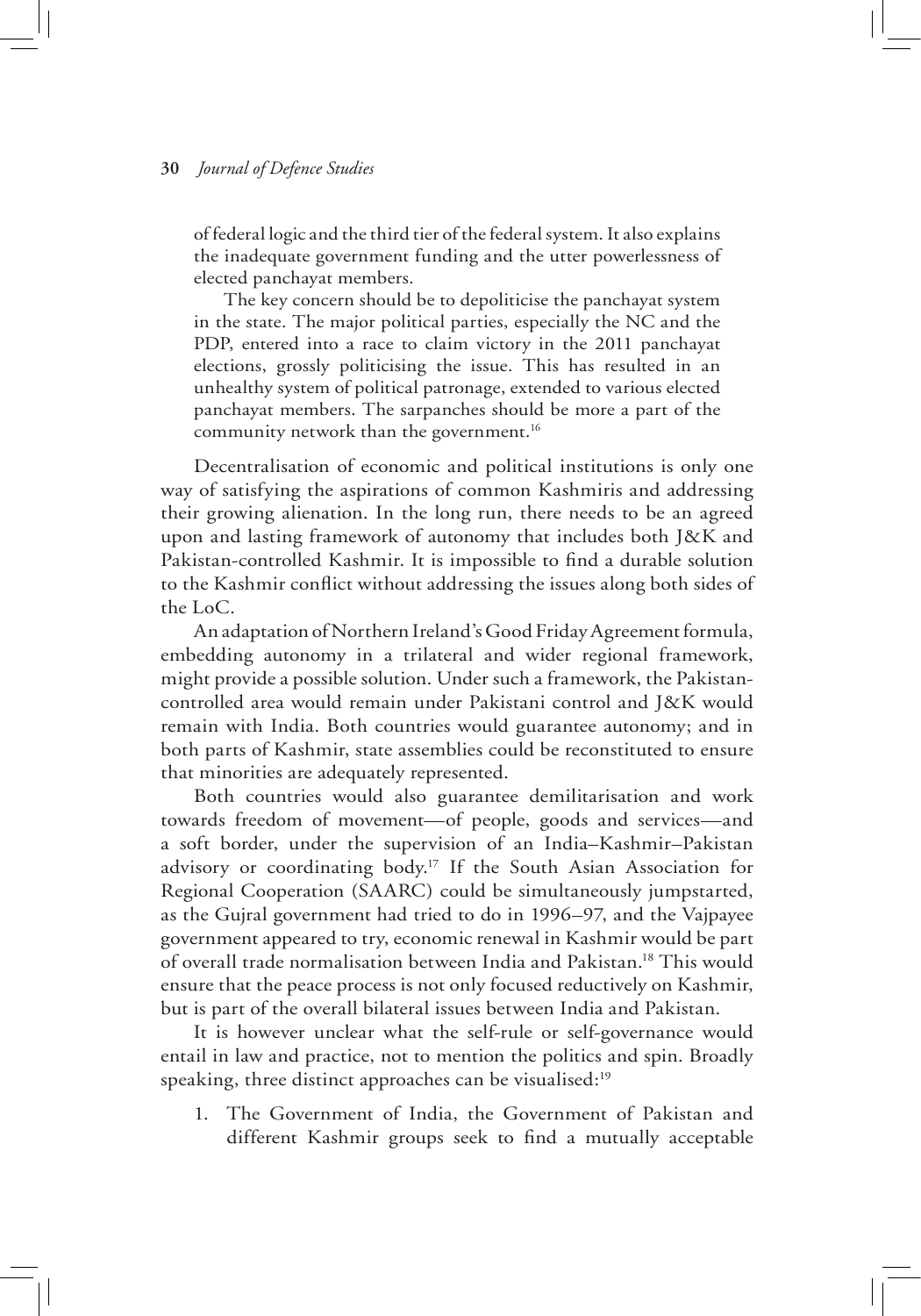of federal logic and the third tier of the federal system. It also explains the inadequate government funding and the utter powerlessness of elected panchayat members.

The key concern should be to depoliticise the panchayat system in the state. The major political parties, especially the NC and the PDP, entered into a race to claim victory in the 2011 panchayat elections, grossly politicising the issue. This has resulted in an unhealthy system of political patronage, extended to various elected panchayat members. The sarpanches should be more a part of the community network than the government.[16]

Decentralisation of economic and political institutions is only one way of satisfying the aspirations of common Kashmiris and addressing their growing alienation. In the long run, there needs to be an agreed upon and lasting framework of autonomy that includes both J&K and Pakistan-controlled Kashmir. It is impossible to find a durable solution to the Kashmir conflict without addressing the issues along both sides of the LoC.

An adaptation of Northern Ireland's Good Friday Agreement formula, embedding autonomy in a trilateral and wider regional framework, might provide a possible solution. Under such a framework, the Pakistan-controlled area would remain under Pakistani control and J&K would remain with India. Both countries would guarantee autonomy; and in both parts of Kashmir, state assemblies could be reconstituted to ensure that minorities are adequately represented.

Both countries would also guarantee demilitarisation and work towards freedom of movement—of people, goods and services—and a soft border, under the supervision of an India–Kashmir–Pakistan advisory or coordinating body.[17] If the South Asian Association for Regional Cooperation (SAARC) could be simultaneously jumpstarted, as the Gujral government had tried to do in 1996–97, and the Vajpayee government appeared to try, economic renewal in Kashmir would be part of overall trade normalisation between India and Pakistan.[18] This would ensure that the peace process is not only focused reductively on Kashmir, but is part of the overall bilateral issues between India and Pakistan.

It is however unclear what the self-rule or self-governance would entail in law and practice, not to mention the politics and spin. Broadly speaking, three distinct approaches can be visualised:[19]

1. The Government of India, the Government of Pakistan and different Kashmir groups seek to find a mutually acceptable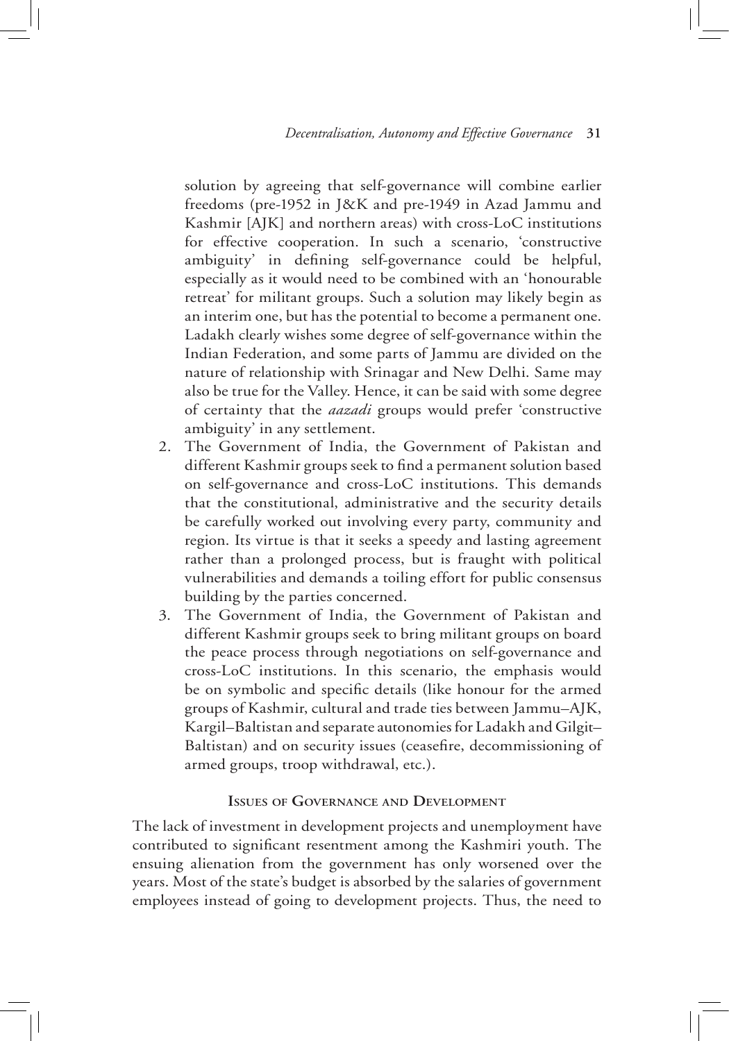solution by agreeing that self-governance will combine earlier freedoms (pre-1952 in J&K and pre-1949 in Azad Jammu and Kashmir [AJK] and northern areas) with cross-LoC institutions for effective cooperation. In such a scenario, 'constructive ambiguity' in defining self-governance could be helpful, especially as it would need to be combined with an 'honourable retreat' for militant groups. Such a solution may likely begin as an interim one, but has the potential to become a permanent one. Ladakh clearly wishes some degree of self-governance within the Indian Federation, and some parts of Jammu are divided on the nature of relationship with Srinagar and New Delhi. Same may also be true for the Valley. Hence, it can be said with some degree of certainty that the *aazadi* groups would prefer 'constructive ambiguity' in any settlement.

2. The Government of India, the Government of Pakistan and different Kashmir groups seek to find a permanent solution based on self-governance and cross-LoC institutions. This demands that the constitutional, administrative and the security details be carefully worked out involving every party, community and region. Its virtue is that it seeks a speedy and lasting agreement rather than a prolonged process, but is fraught with political vulnerabilities and demands a toiling effort for public consensus building by the parties concerned.
3. The Government of India, the Government of Pakistan and different Kashmir groups seek to bring militant groups on board the peace process through negotiations on self-governance and cross-LoC institutions. In this scenario, the emphasis would be on symbolic and specific details (like honour for the armed groups of Kashmir, cultural and trade ties between Jammu–AJK, Kargil–Baltistan and separate autonomies for Ladakh and Gilgit–Baltistan) and on security issues (ceasefire, decommissioning of armed groups, troop withdrawal, etc.).

## Issues of Governance and Development

The lack of investment in development projects and unemployment have contributed to significant resentment among the Kashmiri youth. The ensuing alienation from the government has only worsened over the years. Most of the state's budget is absorbed by the salaries of government employees instead of going to development projects. Thus, the need to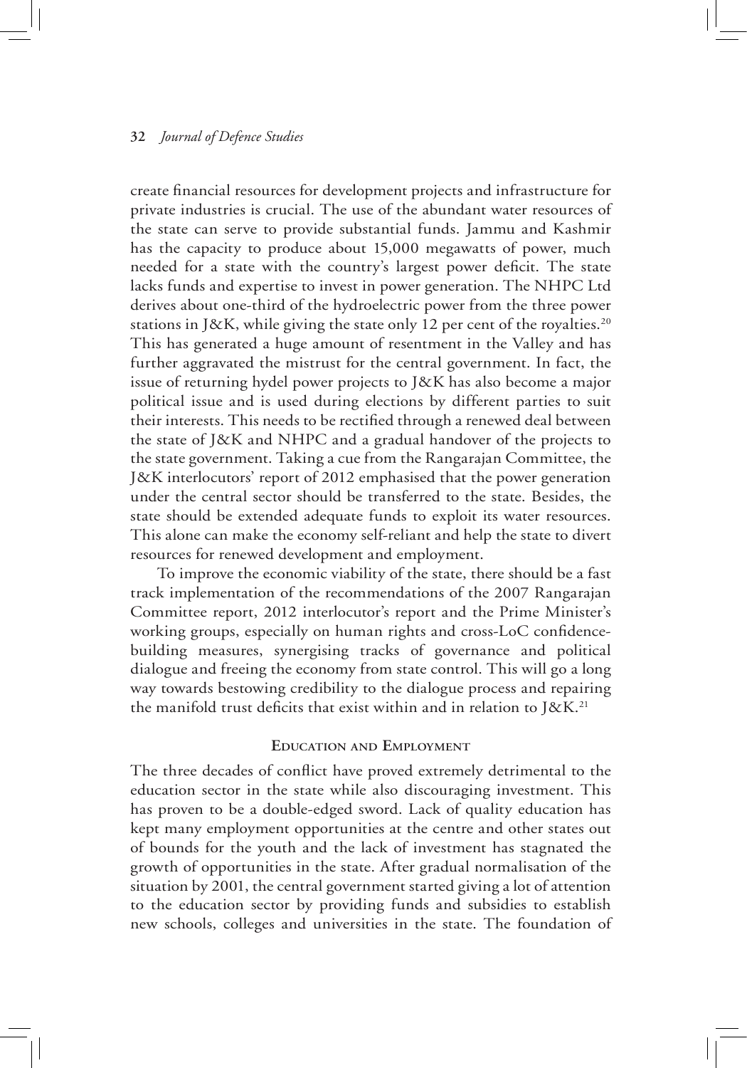create financial resources for development projects and infrastructure for private industries is crucial. The use of the abundant water resources of the state can serve to provide substantial funds. Jammu and Kashmir has the capacity to produce about 15,000 megawatts of power, much needed for a state with the country's largest power deficit. The state lacks funds and expertise to invest in power generation. The NHPC Ltd derives about one-third of the hydroelectric power from the three power stations in J&K, while giving the state only 12 per cent of the royalties.[20] This has generated a huge amount of resentment in the Valley and has further aggravated the mistrust for the central government. In fact, the issue of returning hydel power projects to J&K has also become a major political issue and is used during elections by different parties to suit their interests. This needs to be rectified through a renewed deal between the state of J&K and NHPC and a gradual handover of the projects to the state government. Taking a cue from the Rangarajan Committee, the J&K interlocutors' report of 2012 emphasised that the power generation under the central sector should be transferred to the state. Besides, the state should be extended adequate funds to exploit its water resources. This alone can make the economy self-reliant and help the state to divert resources for renewed development and employment.

To improve the economic viability of the state, there should be a fast track implementation of the recommendations of the 2007 Rangarajan Committee report, 2012 interlocutor's report and the Prime Minister's working groups, especially on human rights and cross-LoC confidence-building measures, synergising tracks of governance and political dialogue and freeing the economy from state control. This will go a long way towards bestowing credibility to the dialogue process and repairing the manifold trust deficits that exist within and in relation to J&K.[21]

## Education and Employment

The three decades of conflict have proved extremely detrimental to the education sector in the state while also discouraging investment. This has proven to be a double-edged sword. Lack of quality education has kept many employment opportunities at the centre and other states out of bounds for the youth and the lack of investment has stagnated the growth of opportunities in the state. After gradual normalisation of the situation by 2001, the central government started giving a lot of attention to the education sector by providing funds and subsidies to establish new schools, colleges and universities in the state. The foundation of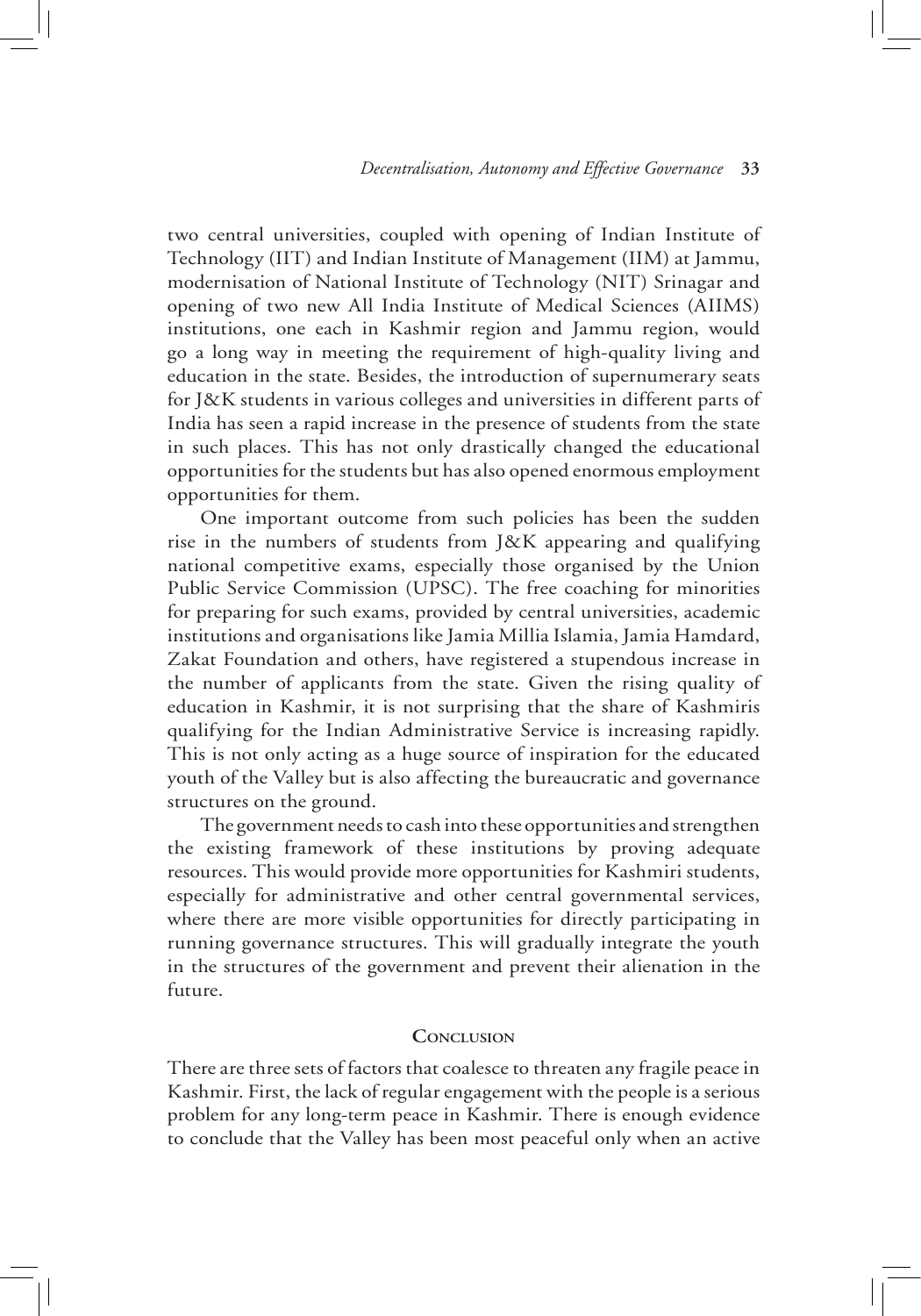two central universities, coupled with opening of Indian Institute of Technology (IIT) and Indian Institute of Management (IIM) at Jammu, modernisation of National Institute of Technology (NIT) Srinagar and opening of two new All India Institute of Medical Sciences (AIIMS) institutions, one each in Kashmir region and Jammu region, would go a long way in meeting the requirement of high-quality living and education in the state. Besides, the introduction of supernumerary seats for J&K students in various colleges and universities in different parts of India has seen a rapid increase in the presence of students from the state in such places. This has not only drastically changed the educational opportunities for the students but has also opened enormous employment opportunities for them.

One important outcome from such policies has been the sudden rise in the numbers of students from J&K appearing and qualifying national competitive exams, especially those organised by the Union Public Service Commission (UPSC). The free coaching for minorities for preparing for such exams, provided by central universities, academic institutions and organisations like Jamia Millia Islamia, Jamia Hamdard, Zakat Foundation and others, have registered a stupendous increase in the number of applicants from the state. Given the rising quality of education in Kashmir, it is not surprising that the share of Kashmiris qualifying for the Indian Administrative Service is increasing rapidly. This is not only acting as a huge source of inspiration for the educated youth of the Valley but is also affecting the bureaucratic and governance structures on the ground.

The government needs to cash into these opportunities and strengthen the existing framework of these institutions by proving adequate resources. This would provide more opportunities for Kashmiri students, especially for administrative and other central governmental services, where there are more visible opportunities for directly participating in running governance structures. This will gradually integrate the youth in the structures of the government and prevent their alienation in the future.

## Conclusion

There are three sets of factors that coalesce to threaten any fragile peace in Kashmir. First, the lack of regular engagement with the people is a serious problem for any long-term peace in Kashmir. There is enough evidence to conclude that the Valley has been most peaceful only when an active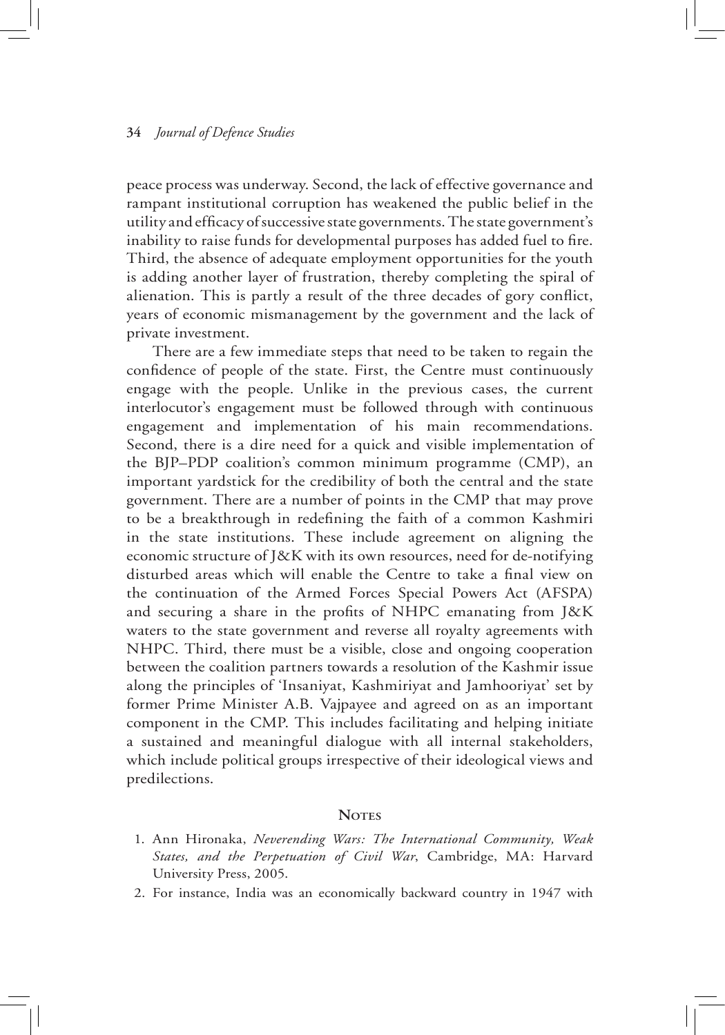peace process was underway. Second, the lack of effective governance and rampant institutional corruption has weakened the public belief in the utility and efficacy of successive state governments. The state government's inability to raise funds for developmental purposes has added fuel to fire. Third, the absence of adequate employment opportunities for the youth is adding another layer of frustration, thereby completing the spiral of alienation. This is partly a result of the three decades of gory conflict, years of economic mismanagement by the government and the lack of private investment.

There are a few immediate steps that need to be taken to regain the confidence of people of the state. First, the Centre must continuously engage with the people. Unlike in the previous cases, the current interlocutor's engagement must be followed through with continuous engagement and implementation of his main recommendations. Second, there is a dire need for a quick and visible implementation of the BJP–PDP coalition's common minimum programme (CMP), an important yardstick for the credibility of both the central and the state government. There are a number of points in the CMP that may prove to be a breakthrough in redefining the faith of a common Kashmiri in the state institutions. These include agreement on aligning the economic structure of J&K with its own resources, need for de-notifying disturbed areas which will enable the Centre to take a final view on the continuation of the Armed Forces Special Powers Act (AFSPA) and securing a share in the profits of NHPC emanating from J&K waters to the state government and reverse all royalty agreements with NHPC. Third, there must be a visible, close and ongoing cooperation between the coalition partners towards a resolution of the Kashmir issue along the principles of 'Insaniyat, Kashmiriyat and Jamhooriyat' set by former Prime Minister A.B. Vajpayee and agreed on as an important component in the CMP. This includes facilitating and helping initiate a sustained and meaningful dialogue with all internal stakeholders, which include political groups irrespective of their ideological views and predilections.

## Notes

1. Ann Hironaka, *Neverending Wars: The International Community, Weak States, and the Perpetuation of Civil War*, Cambridge, MA: Harvard University Press, 2005.
2. For instance, India was an economically backward country in 1947 with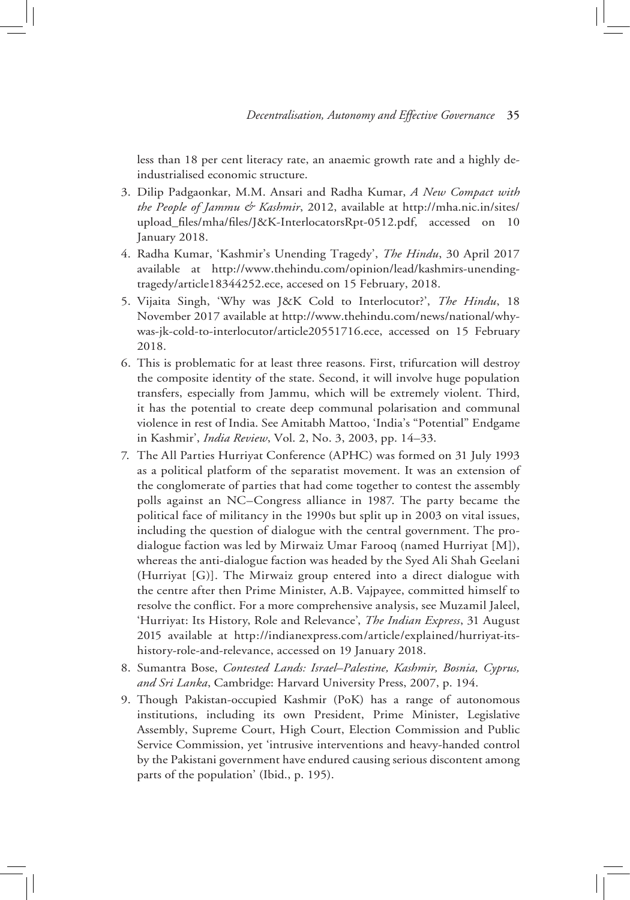less than 18 per cent literacy rate, an anaemic growth rate and a highly de-industrialised economic structure.

3. Dilip Padgaonkar, M.M. Ansari and Radha Kumar, *A New Compact with the People of Jammu & Kashmir*, 2012, available at http://mha.nic.in/sites/upload_files/mha/files/J&K-InterlocatorsRpt-0512.pdf, accessed on 10 January 2018.
4. Radha Kumar, 'Kashmir's Unending Tragedy', *The Hindu*, 30 April 2017 available at http://www.thehindu.com/opinion/lead/kashmirs-unending-tragedy/article18344252.ece, accesed on 15 February, 2018.
5. Vijaita Singh, 'Why was J&K Cold to Interlocutor?', *The Hindu*, 18 November 2017 available at http://www.thehindu.com/news/national/why-was-jk-cold-to-interlocutor/article20551716.ece, accessed on 15 February 2018.
6. This is problematic for at least three reasons. First, trifurcation will destroy the composite identity of the state. Second, it will involve huge population transfers, especially from Jammu, which will be extremely violent. Third, it has the potential to create deep communal polarisation and communal violence in rest of India. See Amitabh Mattoo, 'India's "Potential" Endgame in Kashmir', *India Review*, Vol. 2, No. 3, 2003, pp. 14–33.
7. The All Parties Hurriyat Conference (APHC) was formed on 31 July 1993 as a political platform of the separatist movement. It was an extension of the conglomerate of parties that had come together to contest the assembly polls against an NC–Congress alliance in 1987. The party became the political face of militancy in the 1990s but split up in 2003 on vital issues, including the question of dialogue with the central government. The pro-dialogue faction was led by Mirwaiz Umar Farooq (named Hurriyat [M]), whereas the anti-dialogue faction was headed by the Syed Ali Shah Geelani (Hurriyat [G)]. The Mirwaiz group entered into a direct dialogue with the centre after then Prime Minister, A.B. Vajpayee, committed himself to resolve the conflict. For a more comprehensive analysis, see Muzamil Jaleel, 'Hurriyat: Its History, Role and Relevance', *The Indian Express*, 31 August 2015 available at http://indianexpress.com/article/explained/hurriyat-its-history-role-and-relevance, accessed on 19 January 2018.
8. Sumantra Bose, *Contested Lands: Israel–Palestine, Kashmir, Bosnia, Cyprus, and Sri Lanka*, Cambridge: Harvard University Press, 2007, p. 194.
9. Though Pakistan-occupied Kashmir (PoK) has a range of autonomous institutions, including its own President, Prime Minister, Legislative Assembly, Supreme Court, High Court, Election Commission and Public Service Commission, yet 'intrusive interventions and heavy-handed control by the Pakistani government have endured causing serious discontent among parts of the population' (Ibid., p. 195).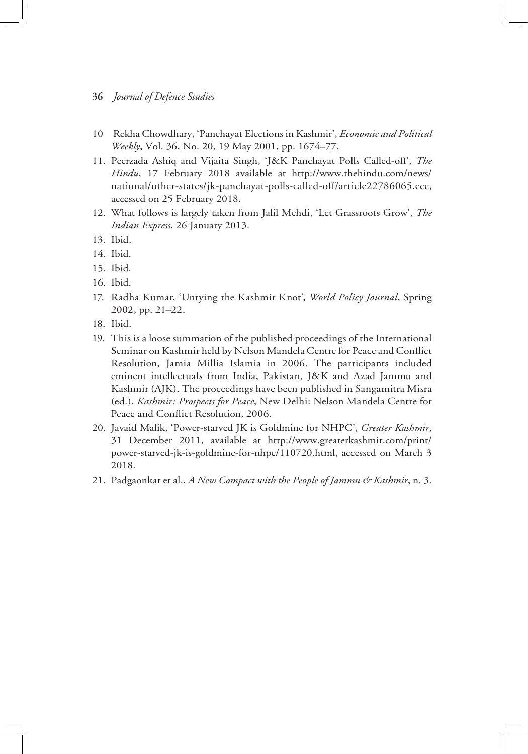10 Rekha Chowdhary, 'Panchayat Elections in Kashmir', *Economic and Political Weekly*, Vol. 36, No. 20, 19 May 2001, pp. 1674–77.

11. Peerzada Ashiq and Vijaita Singh, 'J&K Panchayat Polls Called-off', *The Hindu*, 17 February 2018 available at http://www.thehindu.com/news/national/other-states/jk-panchayat-polls-called-off/article22786065.ece, accessed on 25 February 2018.

12. What follows is largely taken from Jalil Mehdi, 'Let Grassroots Grow', *The Indian Express*, 26 January 2013.

13. Ibid.

14. Ibid.

15. Ibid.

16. Ibid.

17. Radha Kumar, 'Untying the Kashmir Knot', *World Policy Journal*, Spring 2002, pp. 21–22.

18. Ibid.

19. This is a loose summation of the published proceedings of the International Seminar on Kashmir held by Nelson Mandela Centre for Peace and Conflict Resolution, Jamia Millia Islamia in 2006. The participants included eminent intellectuals from India, Pakistan, J&K and Azad Jammu and Kashmir (AJK). The proceedings have been published in Sangamitra Misra (ed.), *Kashmir: Prospects for Peace*, New Delhi: Nelson Mandela Centre for Peace and Conflict Resolution, 2006.

20. Javaid Malik, 'Power-starved JK is Goldmine for NHPC', *Greater Kashmir*, 31 December 2011, available at http://www.greaterkashmir.com/print/power-starved-jk-is-goldmine-for-nhpc/110720.html, accessed on March 3 2018.

21. Padgaonkar et al., *A New Compact with the People of Jammu & Kashmir*, n. 3.